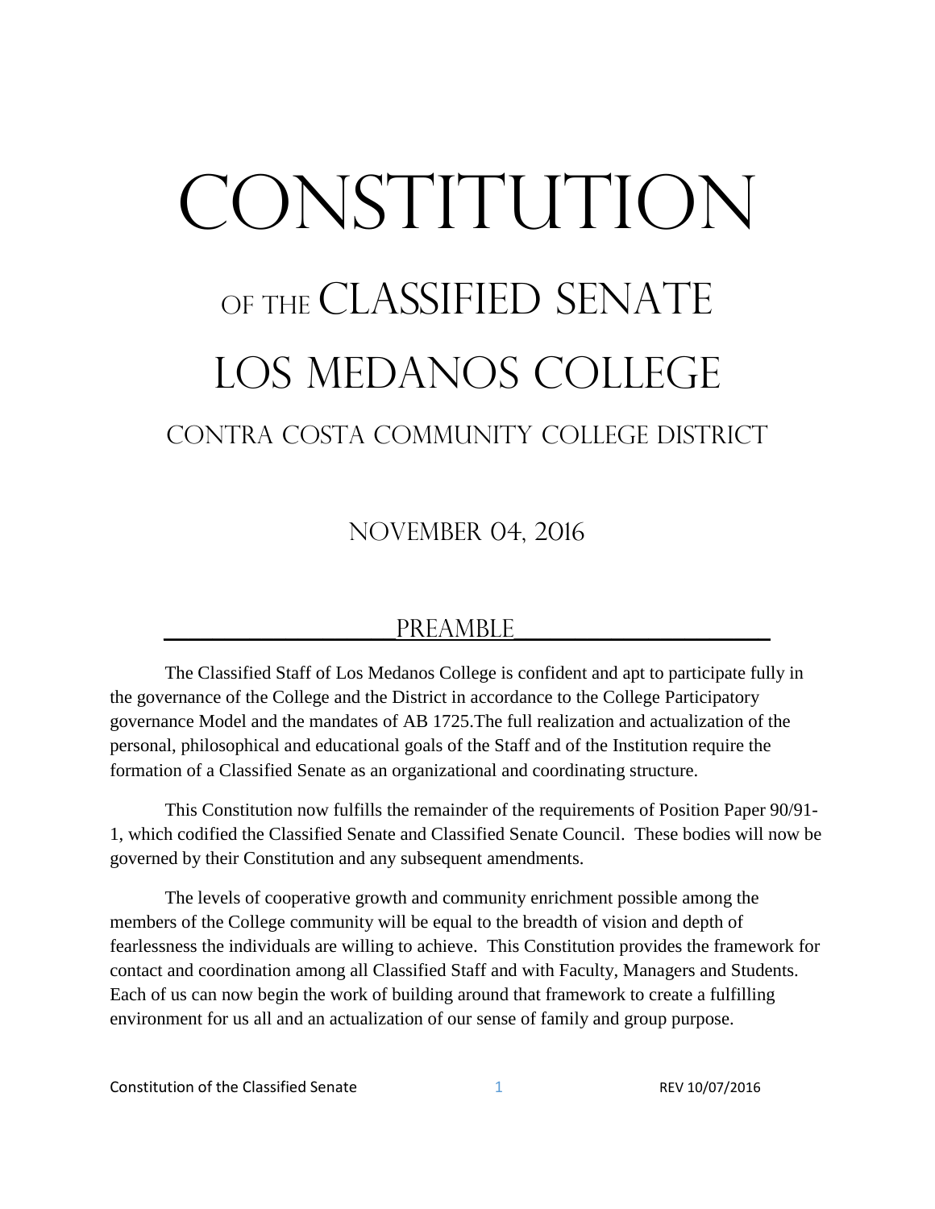# CONSTITUTION

## OF THE CLASSIFIED SENATE

## LOS MEDANOS COLLEGE

### CONTRA COSTA COMMUNITY COLLEGE DISTRICT

NOVEMBER 04, 2016

## PREAMBLE

The Classified Staff of Los Medanos College is confident and apt to participate fully in the governance of the College and the District in accordance to the College Participatory governance Model and the mandates of AB 1725.The full realization and actualization of the personal, philosophical and educational goals of the Staff and of the Institution require the formation of a Classified Senate as an organizational and coordinating structure.

This Constitution now fulfills the remainder of the requirements of Position Paper 90/91-1, which codified the Classified Senate and Classified Senate Council. These bodies will now be governed by their Constitution and any subsequent amendments.

The levels of cooperative growth and community enrichment possible among the members of the College community will be equal to the breadth of vision and depth of fearlessness the individuals are willing to achieve. This Constitution provides the framework for contact and coordination among all Classified Staff and with Faculty, Managers and Students. Each of us can now begin the work of building around that framework to create a fulfilling environment for us all and an actualization of our sense of family and group purpose.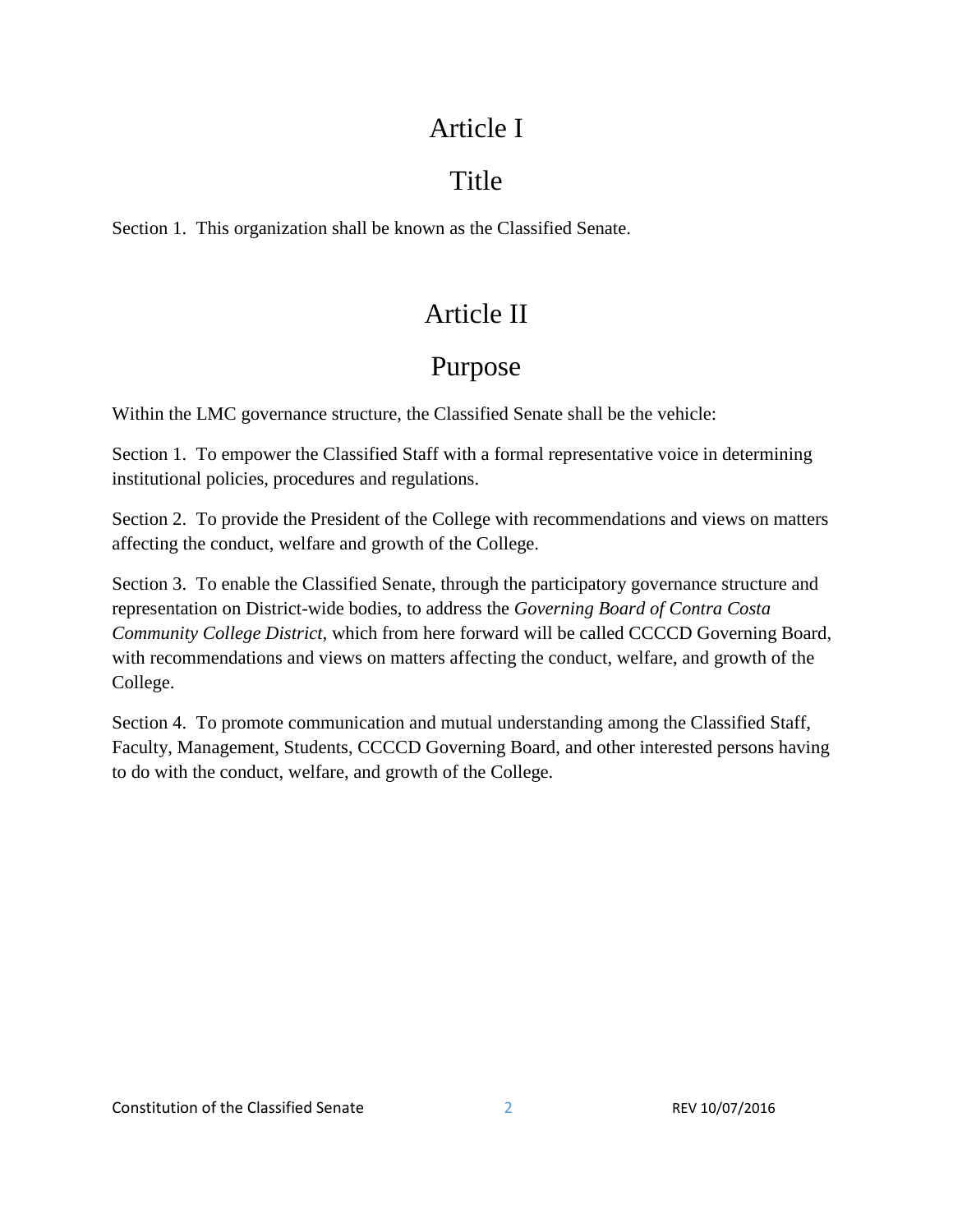# Article I

# Title

Section 1. This organization shall be known as the Classified Senate.

# Article II

# Purpose

Within the LMC governance structure, the Classified Senate shall be the vehicle:

Section 1. To empower the Classified Staff with a formal representative voice in determining institutional policies, procedures and regulations.

Section 2. To provide the President of the College with recommendations and views on matters affecting the conduct, welfare and growth of the College.

Section 3. To enable the Classified Senate, through the participatory governance structure and representation on District-wide bodies, to address the *Governing Board of Contra Costa Community College District*, which from here forward will be called CCCCD Governing Board, with recommendations and views on matters affecting the conduct, welfare, and growth of the College.

Section 4. To promote communication and mutual understanding among the Classified Staff, Faculty, Management, Students, CCCCD Governing Board, and other interested persons having to do with the conduct, welfare, and growth of the College.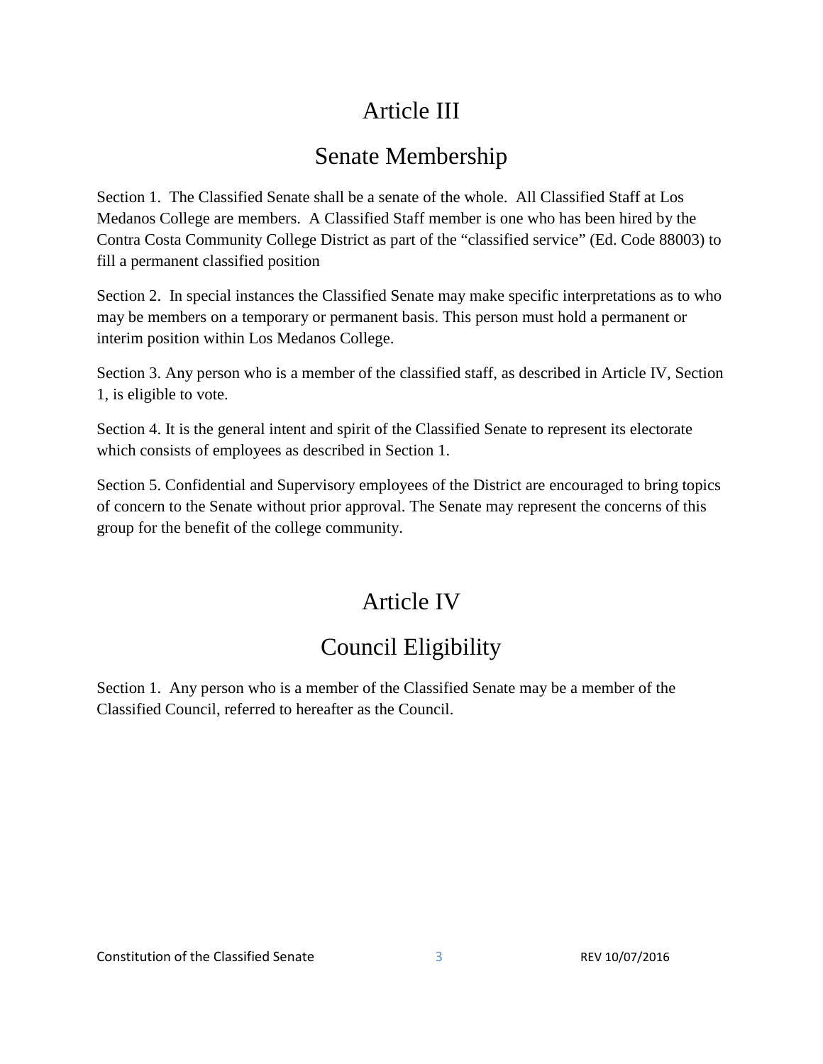# Article III

## Senate Membership

Section 1. The Classified Senate shall be a senate of the whole. All Classified Staff at Los Medanos College are members. A Classified Staff member is one who has been hired by the Contra Costa Community College District as part of the "classified service" (Ed. Code 88003) to fill a permanent classified position

Section 2. In special instances the Classified Senate may make specific interpretations as to who may be members on a temporary or permanent basis. This person must hold a permanent or interim position within Los Medanos College.

Section 3. Any person who is a member of the classified staff, as described in Article IV, Section 1, is eligible to vote.

Section 4. It is the general intent and spirit of the Classified Senate to represent its electorate which consists of employees as described in Section 1.

Section 5. Confidential and Supervisory employees of the District are encouraged to bring topics of concern to the Senate without prior approval. The Senate may represent the concerns of this group for the benefit of the college community.

# Article IV

## Council Eligibility

Section 1. Any person who is a member of the Classified Senate may be a member of the Classified Council, referred to hereafter as the Council.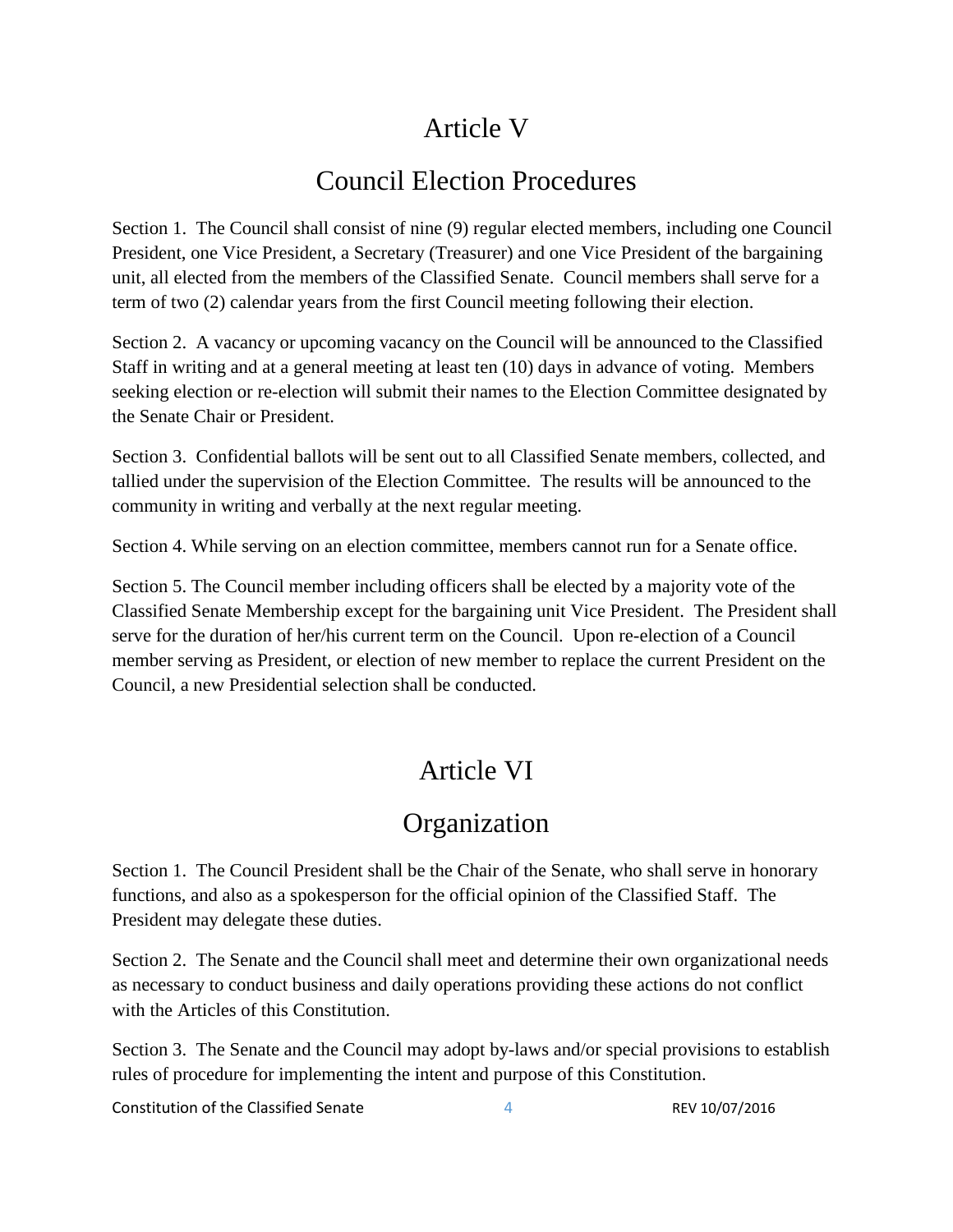# Article V

## Council Election Procedures

Section 1. The Council shall consist of nine (9) regular elected members, including one Council President, one Vice President, a Secretary (Treasurer) and one Vice President of the bargaining unit, all elected from the members of the Classified Senate. Council members shall serve for a term of two (2) calendar years from the first Council meeting following their election.

Section 2. A vacancy or upcoming vacancy on the Council will be announced to the Classified Staff in writing and at a general meeting at least ten (10) days in advance of voting. Members seeking election or re-election will submit their names to the Election Committee designated by the Senate Chair or President.

Section 3. Confidential ballots will be sent out to all Classified Senate members, collected, and tallied under the supervision of the Election Committee. The results will be announced to the community in writing and verbally at the next regular meeting.

Section 4. While serving on an election committee, members cannot run for a Senate office.

Section 5. The Council member including officers shall be elected by a majority vote of the Classified Senate Membership except for the bargaining unit Vice President. The President shall serve for the duration of her/his current term on the Council. Upon re-election of a Council member serving as President, or election of new member to replace the current President on the Council, a new Presidential selection shall be conducted.

# Article VI

## Organization

Section 1. The Council President shall be the Chair of the Senate, who shall serve in honorary functions, and also as a spokesperson for the official opinion of the Classified Staff. The President may delegate these duties.

Section 2. The Senate and the Council shall meet and determine their own organizational needs as necessary to conduct business and daily operations providing these actions do not conflict with the Articles of this Constitution.

Section 3. The Senate and the Council may adopt by-laws and/or special provisions to establish rules of procedure for implementing the intent and purpose of this Constitution.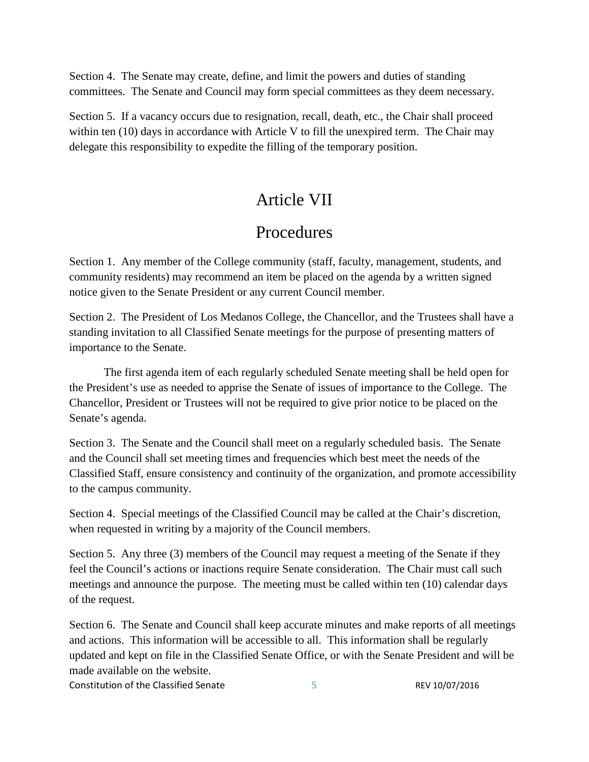Section 4. The Senate may create, define, and limit the powers and duties of standing committees. The Senate and Council may form special committees as they deem necessary.

Section 5. If a vacancy occurs due to resignation, recall, death, etc., the Chair shall proceed within ten (10) days in accordance with Article V to fill the unexpired term. The Chair may delegate this responsibility to expedite the filling of the temporary position.

# Article VII

# Procedures

Section 1. Any member of the College community (staff, faculty, management, students, and community residents) may recommend an item be placed on the agenda by a written signed notice given to the Senate President or any current Council member.

Section 2. The President of Los Medanos College, the Chancellor, and the Trustees shall have a standing invitation to all Classified Senate meetings for the purpose of presenting matters of importance to the Senate.

The first agenda item of each regularly scheduled Senate meeting shall be held open for the President's use as needed to apprise the Senate of issues of importance to the College. The Chancellor, President or Trustees will not be required to give prior notice to be placed on the Senate's agenda.

Section 3. The Senate and the Council shall meet on a regularly scheduled basis. The Senate and the Council shall set meeting times and frequencies which best meet the needs of the Classified Staff, ensure consistency and continuity of the organization, and promote accessibility to the campus community.

Section 4. Special meetings of the Classified Council may be called at the Chair's discretion, when requested in writing by a majority of the Council members.

Section 5. Any three (3) members of the Council may request a meeting of the Senate if they feel the Council's actions or inactions require Senate consideration. The Chair must call such meetings and announce the purpose. The meeting must be called within ten (10) calendar days of the request.

Section 6. The Senate and Council shall keep accurate minutes and make reports of all meetings and actions. This information will be accessible to all. This information shall be regularly updated and kept on file in the Classified Senate Office, or with the Senate President and will be made available on the website.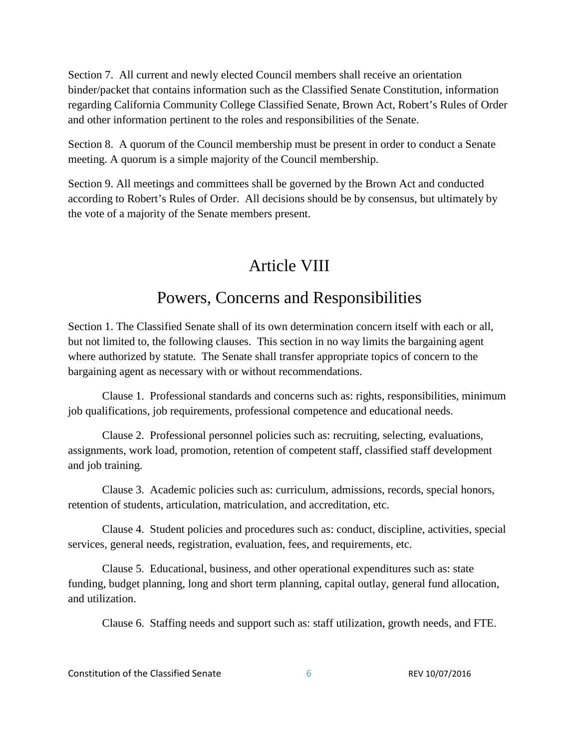Section 7. All current and newly elected Council members shall receive an orientation binder/packet that contains information such as the Classified Senate Constitution, information regarding California Community College Classified Senate, Brown Act, Robert's Rules of Order and other information pertinent to the roles and responsibilities of the Senate.

Section 8. A quorum of the Council membership must be present in order to conduct a Senate meeting. A quorum is a simple majority of the Council membership.

Section 9. All meetings and committees shall be governed by the Brown Act and conducted according to Robert's Rules of Order. All decisions should be by consensus, but ultimately by the vote of a majority of the Senate members present.

# Article VIII

## Powers, Concerns and Responsibilities

Section 1. The Classified Senate shall of its own determination concern itself with each or all, but not limited to, the following clauses. This section in no way limits the bargaining agent where authorized by statute. The Senate shall transfer appropriate topics of concern to the bargaining agent as necessary with or without recommendations.

Clause 1. Professional standards and concerns such as: rights, responsibilities, minimum job qualifications, job requirements, professional competence and educational needs.

Clause 2. Professional personnel policies such as: recruiting, selecting, evaluations, assignments, work load, promotion, retention of competent staff, classified staff development and job training.

Clause 3. Academic policies such as: curriculum, admissions, records, special honors, retention of students, articulation, matriculation, and accreditation, etc.

Clause 4. Student policies and procedures such as: conduct, discipline, activities, special services, general needs, registration, evaluation, fees, and requirements, etc.

Clause 5. Educational, business, and other operational expenditures such as: state funding, budget planning, long and short term planning, capital outlay, general fund allocation, and utilization.

Clause 6. Staffing needs and support such as: staff utilization, growth needs, and FTE.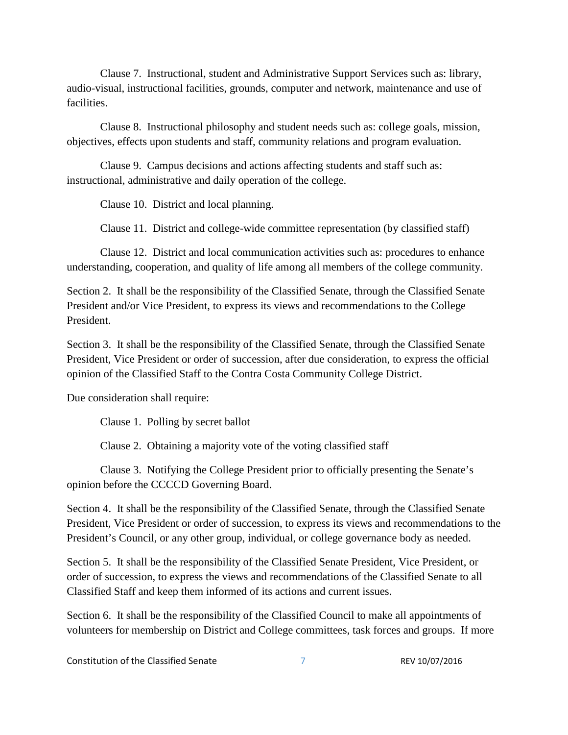Clause 7. Instructional, student and Administrative Support Services such as: library, audio-visual, instructional facilities, grounds, computer and network, maintenance and use of facilities.

Clause 8. Instructional philosophy and student needs such as: college goals, mission, objectives, effects upon students and staff, community relations and program evaluation.

Clause 9. Campus decisions and actions affecting students and staff such as: instructional, administrative and daily operation of the college.

Clause 10. District and local planning.

Clause 11. District and college-wide committee representation (by classified staff)

Clause 12. District and local communication activities such as: procedures to enhance understanding, cooperation, and quality of life among all members of the college community.

Section 2. It shall be the responsibility of the Classified Senate, through the Classified Senate President and/or Vice President, to express its views and recommendations to the College President.

Section 3. It shall be the responsibility of the Classified Senate, through the Classified Senate President, Vice President or order of succession, after due consideration, to express the official opinion of the Classified Staff to the Contra Costa Community College District.

Due consideration shall require:

Clause 1. Polling by secret ballot

Clause 2. Obtaining a majority vote of the voting classified staff

Clause 3. Notifying the College President prior to officially presenting the Senate's opinion before the CCCCD Governing Board.

Section 4. It shall be the responsibility of the Classified Senate, through the Classified Senate President, Vice President or order of succession, to express its views and recommendations to the President's Council, or any other group, individual, or college governance body as needed.

Section 5. It shall be the responsibility of the Classified Senate President, Vice President, or order of succession, to express the views and recommendations of the Classified Senate to all Classified Staff and keep them informed of its actions and current issues.

Section 6. It shall be the responsibility of the Classified Council to make all appointments of volunteers for membership on District and College committees, task forces and groups. If more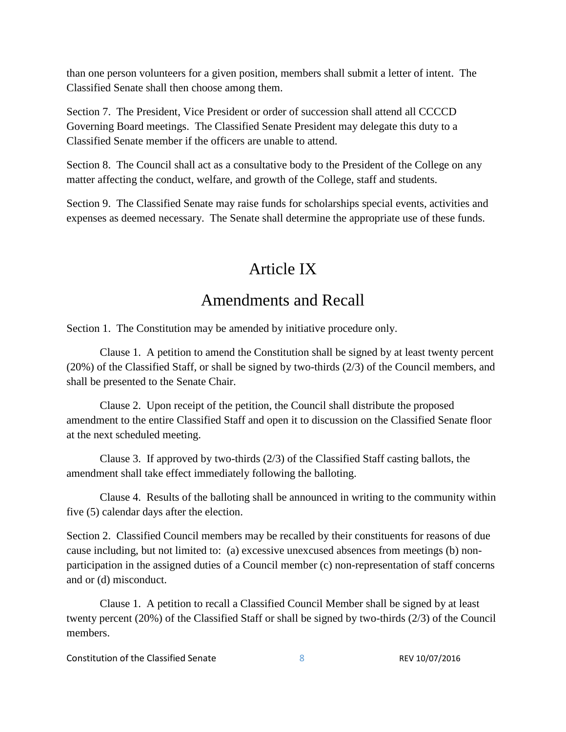than one person volunteers for a given position, members shall submit a letter of intent. The Classified Senate shall then choose among them.

Section 7. The President, Vice President or order of succession shall attend all CCCCD Governing Board meetings. The Classified Senate President may delegate this duty to a Classified Senate member if the officers are unable to attend.

Section 8. The Council shall act as a consultative body to the President of the College on any matter affecting the conduct, welfare, and growth of the College, staff and students.

Section 9. The Classified Senate may raise funds for scholarships special events, activities and expenses as deemed necessary. The Senate shall determine the appropriate use of these funds.

# Article IX

## Amendments and Recall

Section 1. The Constitution may be amended by initiative procedure only.

Clause 1. A petition to amend the Constitution shall be signed by at least twenty percent (20%) of the Classified Staff, or shall be signed by two-thirds (2/3) of the Council members, and shall be presented to the Senate Chair.

Clause 2. Upon receipt of the petition, the Council shall distribute the proposed amendment to the entire Classified Staff and open it to discussion on the Classified Senate floor at the next scheduled meeting.

Clause 3. If approved by two-thirds (2/3) of the Classified Staff casting ballots, the amendment shall take effect immediately following the balloting.

Clause 4. Results of the balloting shall be announced in writing to the community within five (5) calendar days after the election.

Section 2. Classified Council members may be recalled by their constituents for reasons of due cause including, but not limited to: (a) excessive unexcused absences from meetings (b) non-participation in the assigned duties of a Council member (c) non-representation of staff concerns and or (d) misconduct.

Clause 1. A petition to recall a Classified Council Member shall be signed by at least twenty percent (20%) of the Classified Staff or shall be signed by two-thirds (2/3) of the Council members.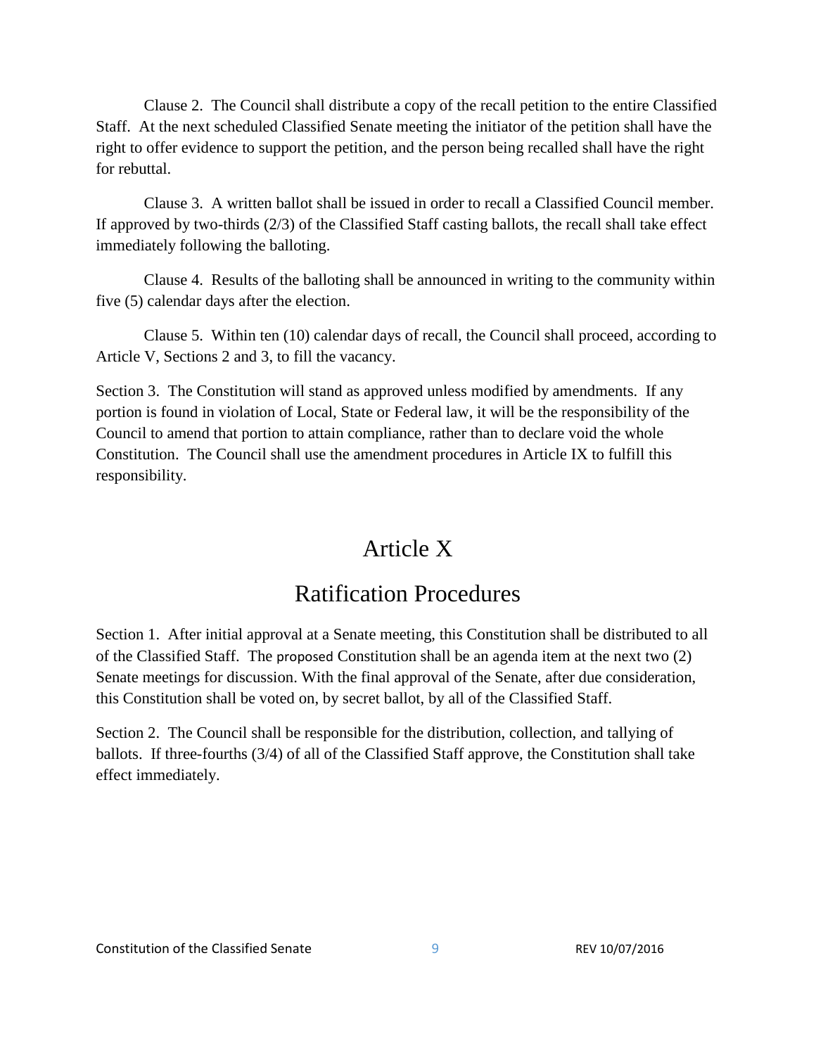Clause 2. The Council shall distribute a copy of the recall petition to the entire Classified Staff. At the next scheduled Classified Senate meeting the initiator of the petition shall have the right to offer evidence to support the petition, and the person being recalled shall have the right for rebuttal.

Clause 3. A written ballot shall be issued in order to recall a Classified Council member. If approved by two-thirds (2/3) of the Classified Staff casting ballots, the recall shall take effect immediately following the balloting.

Clause 4. Results of the balloting shall be announced in writing to the community within five (5) calendar days after the election.

Clause 5. Within ten (10) calendar days of recall, the Council shall proceed, according to Article V, Sections 2 and 3, to fill the vacancy.

Section 3. The Constitution will stand as approved unless modified by amendments. If any portion is found in violation of Local, State or Federal law, it will be the responsibility of the Council to amend that portion to attain compliance, rather than to declare void the whole Constitution. The Council shall use the amendment procedures in Article IX to fulfill this responsibility.

# Article X

## Ratification Procedures

Section 1. After initial approval at a Senate meeting, this Constitution shall be distributed to all of the Classified Staff. The proposed Constitution shall be an agenda item at the next two (2) Senate meetings for discussion. With the final approval of the Senate, after due consideration, this Constitution shall be voted on, by secret ballot, by all of the Classified Staff.

Section 2. The Council shall be responsible for the distribution, collection, and tallying of ballots. If three-fourths (3/4) of all of the Classified Staff approve, the Constitution shall take effect immediately.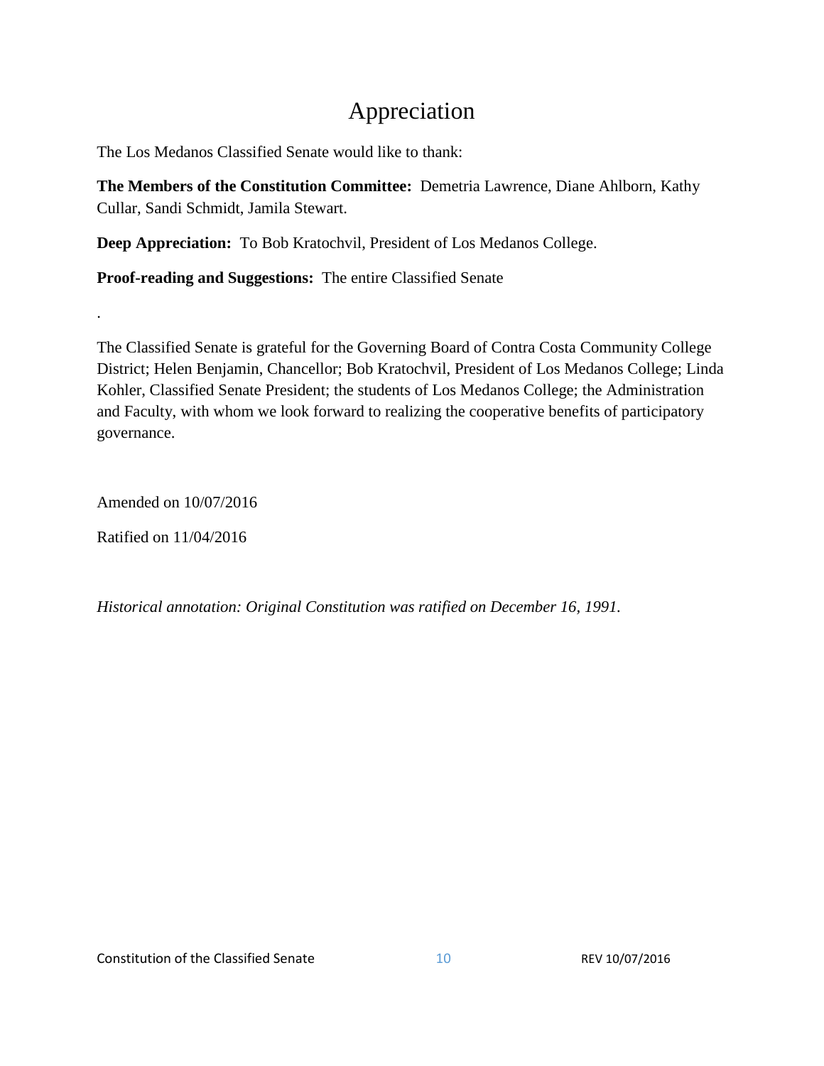# Appreciation

The Los Medanos Classified Senate would like to thank:

**The Members of the Constitution Committee:** Demetria Lawrence, Diane Ahlborn, Kathy Cullar, Sandi Schmidt, Jamila Stewart.

**Deep Appreciation:** To Bob Kratochvil, President of Los Medanos College.

**Proof-reading and Suggestions:** The entire Classified Senate

.

The Classified Senate is grateful for the Governing Board of Contra Costa Community College District; Helen Benjamin, Chancellor; Bob Kratochvil, President of Los Medanos College; Linda Kohler, Classified Senate President; the students of Los Medanos College; the Administration and Faculty, with whom we look forward to realizing the cooperative benefits of participatory governance.

Amended on 10/07/2016

Ratified on 11/04/2016

*Historical annotation: Original Constitution was ratified on December 16, 1991.*